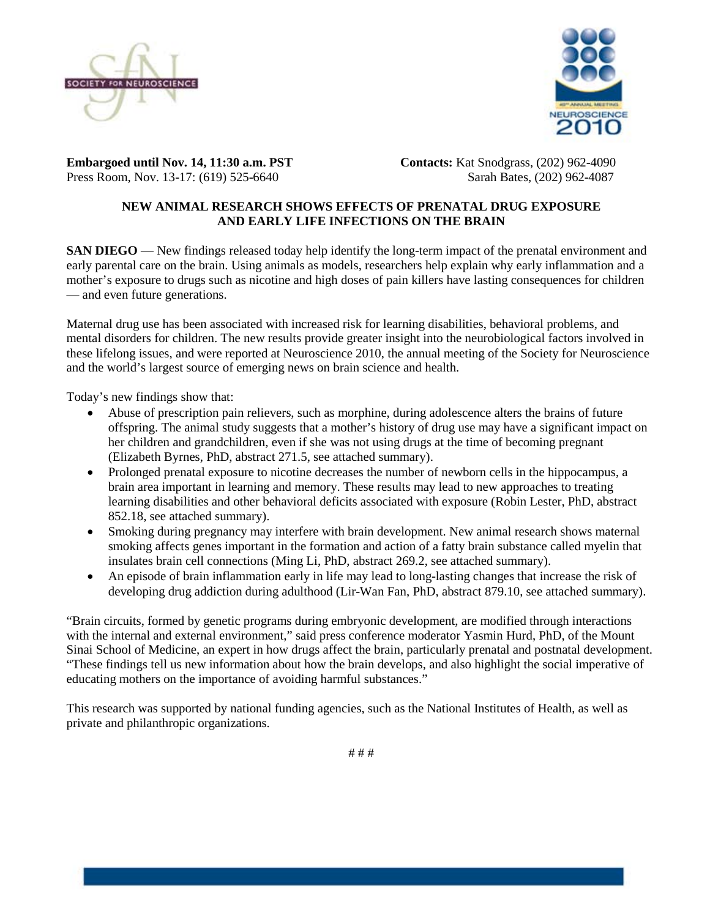**Embargoed until Nov. 14, 11:30 a.m. PST**
Press Room, Nov. 13-17: (619) 525-6640

**Contacts:** Kat Snodgrass, (202) 962-4090
Sarah Bates, (202) 962-4087

## NEW ANIMAL RESEARCH SHOWS EFFECTS OF PRENATAL DRUG EXPOSURE AND EARLY LIFE INFECTIONS ON THE BRAIN

**SAN DIEGO** — New findings released today help identify the long-term impact of the prenatal environment and early parental care on the brain. Using animals as models, researchers help explain why early inflammation and a mother's exposure to drugs such as nicotine and high doses of pain killers have lasting consequences for children — and even future generations.

Maternal drug use has been associated with increased risk for learning disabilities, behavioral problems, and mental disorders for children. The new results provide greater insight into the neurobiological factors involved in these lifelong issues, and were reported at Neuroscience 2010, the annual meeting of the Society for Neuroscience and the world's largest source of emerging news on brain science and health.

Today's new findings show that:

- Abuse of prescription pain relievers, such as morphine, during adolescence alters the brains of future offspring. The animal study suggests that a mother's history of drug use may have a significant impact on her children and grandchildren, even if she was not using drugs at the time of becoming pregnant (Elizabeth Byrnes, PhD, abstract 271.5, see attached summary).
- Prolonged prenatal exposure to nicotine decreases the number of newborn cells in the hippocampus, a brain area important in learning and memory. These results may lead to new approaches to treating learning disabilities and other behavioral deficits associated with exposure (Robin Lester, PhD, abstract 852.18, see attached summary).
- Smoking during pregnancy may interfere with brain development. New animal research shows maternal smoking affects genes important in the formation and action of a fatty brain substance called myelin that insulates brain cell connections (Ming Li, PhD, abstract 269.2, see attached summary).
- An episode of brain inflammation early in life may lead to long-lasting changes that increase the risk of developing drug addiction during adulthood (Lir-Wan Fan, PhD, abstract 879.10, see attached summary).

"Brain circuits, formed by genetic programs during embryonic development, are modified through interactions with the internal and external environment," said press conference moderator Yasmin Hurd, PhD, of the Mount Sinai School of Medicine, an expert in how drugs affect the brain, particularly prenatal and postnatal development. "These findings tell us new information about how the brain develops, and also highlight the social imperative of educating mothers on the importance of avoiding harmful substances."

This research was supported by national funding agencies, such as the National Institutes of Health, as well as private and philanthropic organizations.

# # #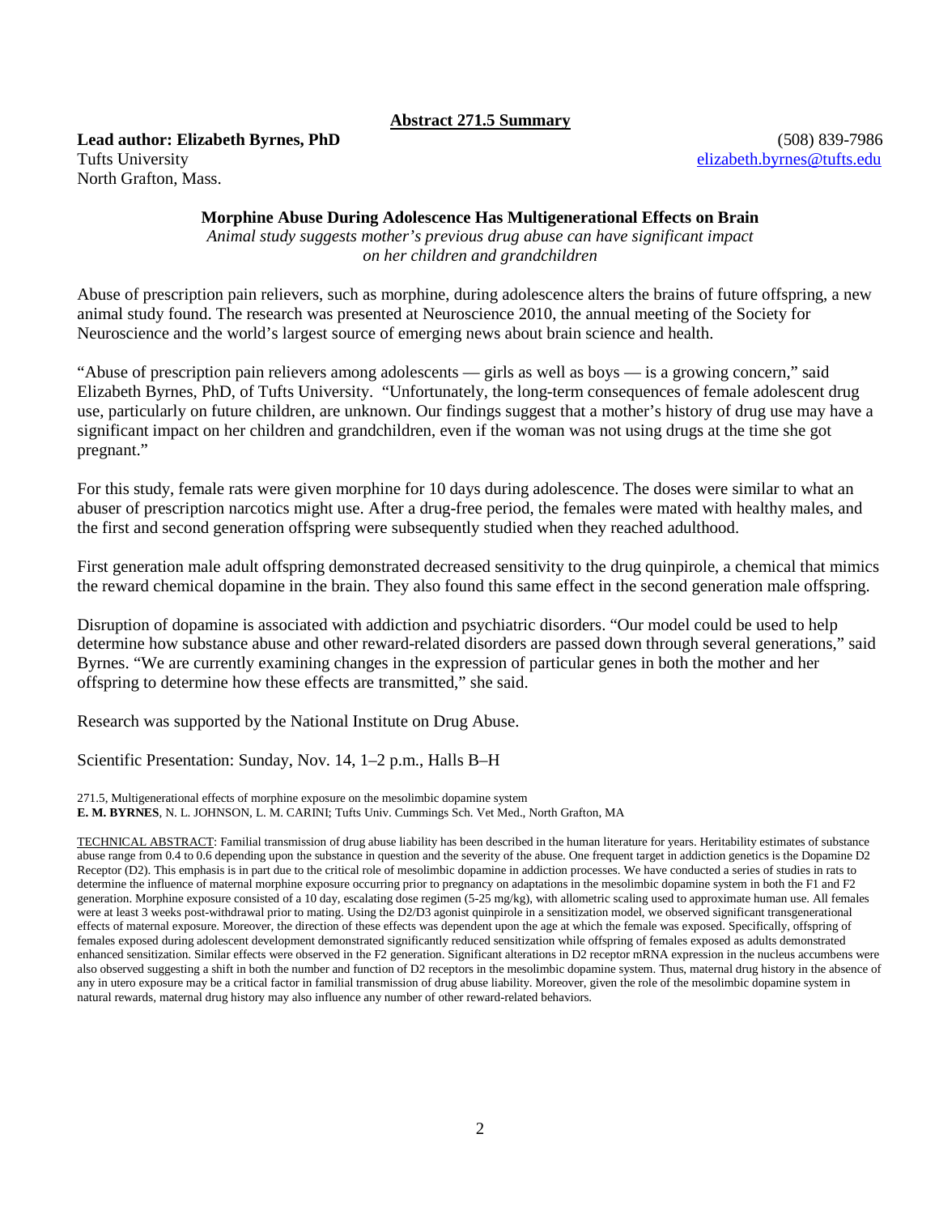**Abstract 271.5 Summary**

**Lead author: Elizabeth Byrnes, PhD**
Tufts University
North Grafton, Mass.

(508) 839-7986
elizabeth.byrnes@tufts.edu

**Morphine Abuse During Adolescence Has Multigenerational Effects on Brain**

*Animal study suggests mother's previous drug abuse can have significant impact on her children and grandchildren*

Abuse of prescription pain relievers, such as morphine, during adolescence alters the brains of future offspring, a new animal study found. The research was presented at Neuroscience 2010, the annual meeting of the Society for Neuroscience and the world's largest source of emerging news about brain science and health.

"Abuse of prescription pain relievers among adolescents — girls as well as boys — is a growing concern," said Elizabeth Byrnes, PhD, of Tufts University. "Unfortunately, the long-term consequences of female adolescent drug use, particularly on future children, are unknown. Our findings suggest that a mother's history of drug use may have a significant impact on her children and grandchildren, even if the woman was not using drugs at the time she got pregnant."

For this study, female rats were given morphine for 10 days during adolescence. The doses were similar to what an abuser of prescription narcotics might use. After a drug-free period, the females were mated with healthy males, and the first and second generation offspring were subsequently studied when they reached adulthood.

First generation male adult offspring demonstrated decreased sensitivity to the drug quinpirole, a chemical that mimics the reward chemical dopamine in the brain. They also found this same effect in the second generation male offspring.

Disruption of dopamine is associated with addiction and psychiatric disorders. "Our model could be used to help determine how substance abuse and other reward-related disorders are passed down through several generations," said Byrnes. "We are currently examining changes in the expression of particular genes in both the mother and her offspring to determine how these effects are transmitted," she said.

Research was supported by the National Institute on Drug Abuse.

Scientific Presentation: Sunday, Nov. 14, 1–2 p.m., Halls B–H

271.5, Multigenerational effects of morphine exposure on the mesolimbic dopamine system
**E. M. BYRNES**, N. L. JOHNSON, L. M. CARINI; Tufts Univ. Cummings Sch. Vet Med., North Grafton, MA

TECHNICAL ABSTRACT: Familial transmission of drug abuse liability has been described in the human literature for years. Heritability estimates of substance abuse range from 0.4 to 0.6 depending upon the substance in question and the severity of the abuse. One frequent target in addiction genetics is the Dopamine D2 Receptor (D2). This emphasis is in part due to the critical role of mesolimbic dopamine in addiction processes. We have conducted a series of studies in rats to determine the influence of maternal morphine exposure occurring prior to pregnancy on adaptations in the mesolimbic dopamine system in both the F1 and F2 generation. Morphine exposure consisted of a 10 day, escalating dose regimen (5-25 mg/kg), with allometric scaling used to approximate human use. All females were at least 3 weeks post-withdrawal prior to mating. Using the D2/D3 agonist quinpirole in a sensitization model, we observed significant transgenerational effects of maternal exposure. Moreover, the direction of these effects was dependent upon the age at which the female was exposed. Specifically, offspring of females exposed during adolescent development demonstrated significantly reduced sensitization while offspring of females exposed as adults demonstrated enhanced sensitization. Similar effects were observed in the F2 generation. Significant alterations in D2 receptor mRNA expression in the nucleus accumbens were also observed suggesting a shift in both the number and function of D2 receptors in the mesolimbic dopamine system. Thus, maternal drug history in the absence of any in utero exposure may be a critical factor in familial transmission of drug abuse liability. Moreover, given the role of the mesolimbic dopamine system in natural rewards, maternal drug history may also influence any number of other reward-related behaviors.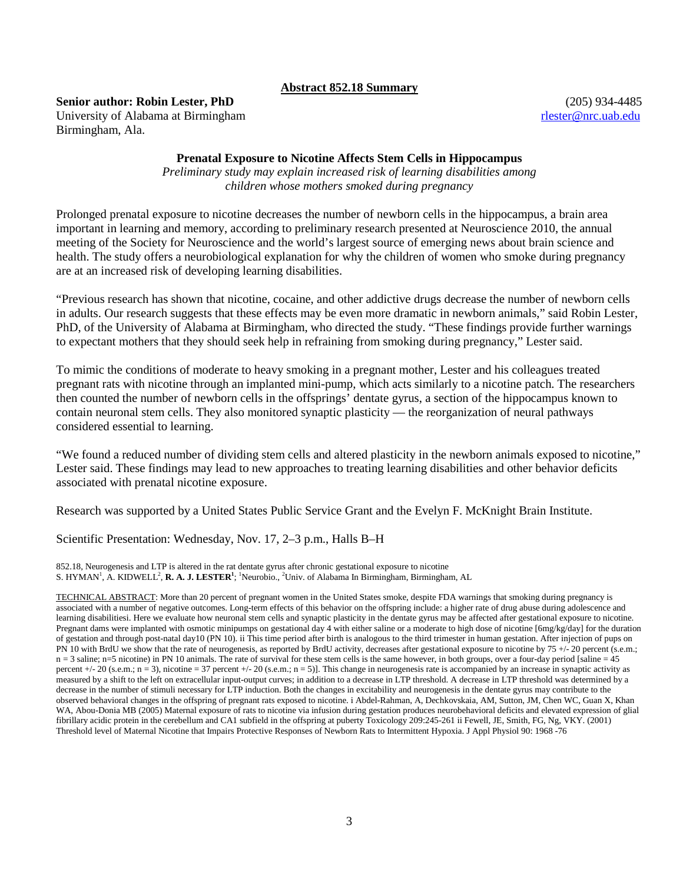**Abstract 852.18 Summary**

**Senior author: Robin Lester, PhD**
University of Alabama at Birmingham
Birmingham, Ala.

(205) 934-4485
rlester@nrc.uab.edu

### Prenatal Exposure to Nicotine Affects Stem Cells in Hippocampus

*Preliminary study may explain increased risk of learning disabilities among children whose mothers smoked during pregnancy*

Prolonged prenatal exposure to nicotine decreases the number of newborn cells in the hippocampus, a brain area important in learning and memory, according to preliminary research presented at Neuroscience 2010, the annual meeting of the Society for Neuroscience and the world's largest source of emerging news about brain science and health. The study offers a neurobiological explanation for why the children of women who smoke during pregnancy are at an increased risk of developing learning disabilities.

"Previous research has shown that nicotine, cocaine, and other addictive drugs decrease the number of newborn cells in adults. Our research suggests that these effects may be even more dramatic in newborn animals," said Robin Lester, PhD, of the University of Alabama at Birmingham, who directed the study. "These findings provide further warnings to expectant mothers that they should seek help in refraining from smoking during pregnancy," Lester said.

To mimic the conditions of moderate to heavy smoking in a pregnant mother, Lester and his colleagues treated pregnant rats with nicotine through an implanted mini-pump, which acts similarly to a nicotine patch. The researchers then counted the number of newborn cells in the offsprings' dentate gyrus, a section of the hippocampus known to contain neuronal stem cells. They also monitored synaptic plasticity — the reorganization of neural pathways considered essential to learning.

"We found a reduced number of dividing stem cells and altered plasticity in the newborn animals exposed to nicotine," Lester said. These findings may lead to new approaches to treating learning disabilities and other behavior deficits associated with prenatal nicotine exposure.

Research was supported by a United States Public Service Grant and the Evelyn F. McKnight Brain Institute.

Scientific Presentation: Wednesday, Nov. 17, 2–3 p.m., Halls B–H

852.18, Neurogenesis and LTP is altered in the rat dentate gyrus after chronic gestational exposure to nicotine
S. HYMAN[1], A. KIDWELL[2], **R. A. J. LESTER[1]**; [1]Neurobio., [2]Univ. of Alabama In Birmingham, Birmingham, AL

TECHNICAL ABSTRACT: More than 20 percent of pregnant women in the United States smoke, despite FDA warnings that smoking during pregnancy is associated with a number of negative outcomes. Long-term effects of this behavior on the offspring include: a higher rate of drug abuse during adolescence and learning disabilitiesi. Here we evaluate how neuronal stem cells and synaptic plasticity in the dentate gyrus may be affected after gestational exposure to nicotine. Pregnant dams were implanted with osmotic minipumps on gestational day 4 with either saline or a moderate to high dose of nicotine [6mg/kg/day] for the duration of gestation and through post-natal day10 (PN 10). ii This time period after birth is analogous to the third trimester in human gestation. After injection of pups on PN 10 with BrdU we show that the rate of neurogenesis, as reported by BrdU activity, decreases after gestational exposure to nicotine by 75 +/- 20 percent (s.e.m.; n = 3 saline; n=5 nicotine) in PN 10 animals. The rate of survival for these stem cells is the same however, in both groups, over a four-day period [saline = 45 percent +/- 20 (s.e.m.; n = 3), nicotine = 37 percent +/- 20 (s.e.m.; n = 5)]. This change in neurogenesis rate is accompanied by an increase in synaptic activity as measured by a shift to the left on extracellular input-output curves; in addition to a decrease in LTP threshold. A decrease in LTP threshold was determined by a decrease in the number of stimuli necessary for LTP induction. Both the changes in excitability and neurogenesis in the dentate gyrus may contribute to the observed behavioral changes in the offspring of pregnant rats exposed to nicotine. i Abdel-Rahman, A, Dechkovskaia, AM, Sutton, JM, Chen WC, Guan X, Khan WA, Abou-Donia MB (2005) Maternal exposure of rats to nicotine via infusion during gestation produces neurobehavioral deficits and elevated expression of glial fibrillary acidic protein in the cerebellum and CA1 subfield in the offspring at puberty Toxicology 209:245-261 ii Fewell, JE, Smith, FG, Ng, VKY. (2001) Threshold level of Maternal Nicotine that Impairs Protective Responses of Newborn Rats to Intermittent Hypoxia. J Appl Physiol 90: 1968 -76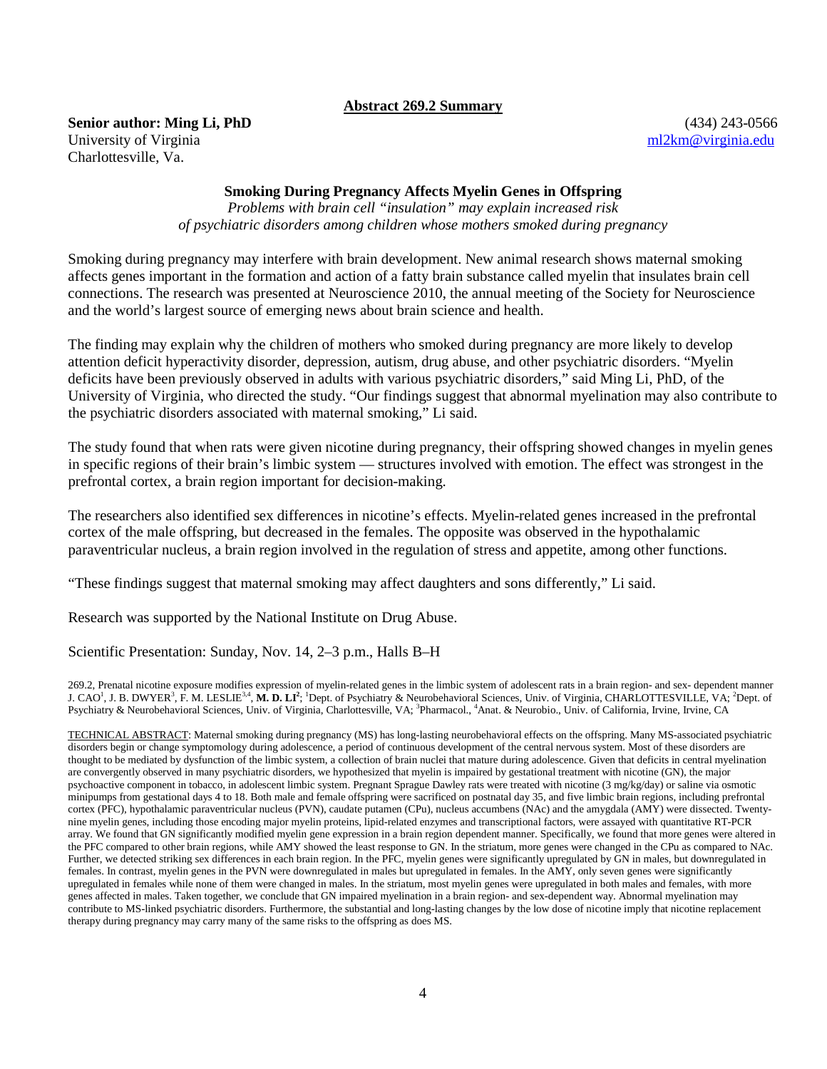## Abstract 269.2 Summary

**Senior author: Ming Li, PhD**
University of Virginia
Charlottesville, Va.

(434) 243-0566
ml2km@virginia.edu

### Smoking During Pregnancy Affects Myelin Genes in Offspring

*Problems with brain cell "insulation" may explain increased risk of psychiatric disorders among children whose mothers smoked during pregnancy*

Smoking during pregnancy may interfere with brain development. New animal research shows maternal smoking affects genes important in the formation and action of a fatty brain substance called myelin that insulates brain cell connections. The research was presented at Neuroscience 2010, the annual meeting of the Society for Neuroscience and the world's largest source of emerging news about brain science and health.

The finding may explain why the children of mothers who smoked during pregnancy are more likely to develop attention deficit hyperactivity disorder, depression, autism, drug abuse, and other psychiatric disorders. "Myelin deficits have been previously observed in adults with various psychiatric disorders," said Ming Li, PhD, of the University of Virginia, who directed the study. "Our findings suggest that abnormal myelination may also contribute to the psychiatric disorders associated with maternal smoking," Li said.

The study found that when rats were given nicotine during pregnancy, their offspring showed changes in myelin genes in specific regions of their brain's limbic system — structures involved with emotion. The effect was strongest in the prefrontal cortex, a brain region important for decision-making.

The researchers also identified sex differences in nicotine's effects. Myelin-related genes increased in the prefrontal cortex of the male offspring, but decreased in the females. The opposite was observed in the hypothalamic paraventricular nucleus, a brain region involved in the regulation of stress and appetite, among other functions.

"These findings suggest that maternal smoking may affect daughters and sons differently," Li said.

Research was supported by the National Institute on Drug Abuse.

Scientific Presentation: Sunday, Nov. 14, 2–3 p.m., Halls B–H

269.2, Prenatal nicotine exposure modifies expression of myelin-related genes in the limbic system of adolescent rats in a brain region- and sex- dependent manner
J. CAO[1], J. B. DWYER[3], F. M. LESLIE[3,4], **M. D. LI[2]**; [1]Dept. of Psychiatry & Neurobehavioral Sciences, Univ. of Virginia, CHARLOTTESVILLE, VA; [2]Dept. of Psychiatry & Neurobehavioral Sciences, Univ. of Virginia, Charlottesville, VA; [3]Pharmacol., [4]Anat. & Neurobio., Univ. of California, Irvine, Irvine, CA

TECHNICAL ABSTRACT: Maternal smoking during pregnancy (MS) has long-lasting neurobehavioral effects on the offspring. Many MS-associated psychiatric disorders begin or change symptomology during adolescence, a period of continuous development of the central nervous system. Most of these disorders are thought to be mediated by dysfunction of the limbic system, a collection of brain nuclei that mature during adolescence. Given that deficits in central myelination are convergently observed in many psychiatric disorders, we hypothesized that myelin is impaired by gestational treatment with nicotine (GN), the major psychoactive component in tobacco, in adolescent limbic system. Pregnant Sprague Dawley rats were treated with nicotine (3 mg/kg/day) or saline via osmotic minipumps from gestational days 4 to 18. Both male and female offspring were sacrificed on postnatal day 35, and five limbic brain regions, including prefrontal cortex (PFC), hypothalamic paraventricular nucleus (PVN), caudate putamen (CPu), nucleus accumbens (NAc) and the amygdala (AMY) were dissected. Twenty-nine myelin genes, including those encoding major myelin proteins, lipid-related enzymes and transcriptional factors, were assayed with quantitative RT-PCR array. We found that GN significantly modified myelin gene expression in a brain region dependent manner. Specifically, we found that more genes were altered in the PFC compared to other brain regions, while AMY showed the least response to GN. In the striatum, more genes were changed in the CPu as compared to NAc. Further, we detected striking sex differences in each brain region. In the PFC, myelin genes were significantly upregulated by GN in males, but downregulated in females. In contrast, myelin genes in the PVN were downregulated in males but upregulated in females. In the AMY, only seven genes were significantly upregulated in females while none of them were changed in males. In the striatum, most myelin genes were upregulated in both males and females, with more genes affected in males. Taken together, we conclude that GN impaired myelination in a brain region- and sex-dependent way. Abnormal myelination may contribute to MS-linked psychiatric disorders. Furthermore, the substantial and long-lasting changes by the low dose of nicotine imply that nicotine replacement therapy during pregnancy may carry many of the same risks to the offspring as does MS.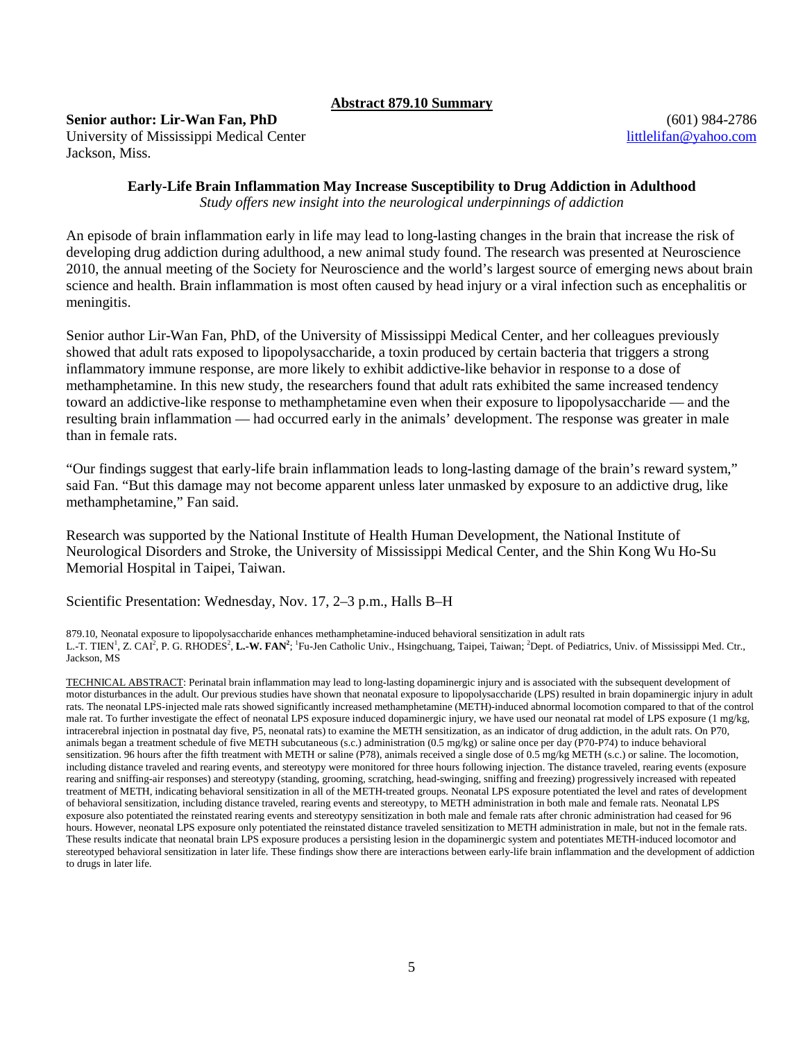**Abstract 879.10 Summary**

**Senior author: Lir-Wan Fan, PhD**
University of Mississippi Medical Center
Jackson, Miss.

(601) 984-2786
littlelifan@yahoo.com

## Early-Life Brain Inflammation May Increase Susceptibility to Drug Addiction in Adulthood

*Study offers new insight into the neurological underpinnings of addiction*

An episode of brain inflammation early in life may lead to long-lasting changes in the brain that increase the risk of developing drug addiction during adulthood, a new animal study found. The research was presented at Neuroscience 2010, the annual meeting of the Society for Neuroscience and the world's largest source of emerging news about brain science and health. Brain inflammation is most often caused by head injury or a viral infection such as encephalitis or meningitis.

Senior author Lir-Wan Fan, PhD, of the University of Mississippi Medical Center, and her colleagues previously showed that adult rats exposed to lipopolysaccharide, a toxin produced by certain bacteria that triggers a strong inflammatory immune response, are more likely to exhibit addictive-like behavior in response to a dose of methamphetamine. In this new study, the researchers found that adult rats exhibited the same increased tendency toward an addictive-like response to methamphetamine even when their exposure to lipopolysaccharide — and the resulting brain inflammation — had occurred early in the animals' development. The response was greater in male than in female rats.

"Our findings suggest that early-life brain inflammation leads to long-lasting damage of the brain's reward system," said Fan. "But this damage may not become apparent unless later unmasked by exposure to an addictive drug, like methamphetamine," Fan said.

Research was supported by the National Institute of Health Human Development, the National Institute of Neurological Disorders and Stroke, the University of Mississippi Medical Center, and the Shin Kong Wu Ho-Su Memorial Hospital in Taipei, Taiwan.

Scientific Presentation: Wednesday, Nov. 17, 2–3 p.m., Halls B–H

879.10, Neonatal exposure to lipopolysaccharide enhances methamphetamine-induced behavioral sensitization in adult rats
L.-T. TIEN[1], Z. CAI[2], P. G. RHODES[2], **L.-W. FAN[2]**; [1]Fu-Jen Catholic Univ., Hsingchuang, Taipei, Taiwan; [2]Dept. of Pediatrics, Univ. of Mississippi Med. Ctr., Jackson, MS

TECHNICAL ABSTRACT: Perinatal brain inflammation may lead to long-lasting dopaminergic injury and is associated with the subsequent development of motor disturbances in the adult. Our previous studies have shown that neonatal exposure to lipopolysaccharide (LPS) resulted in brain dopaminergic injury in adult rats. The neonatal LPS-injected male rats showed significantly increased methamphetamine (METH)-induced abnormal locomotion compared to that of the control male rat. To further investigate the effect of neonatal LPS exposure induced dopaminergic injury, we have used our neonatal rat model of LPS exposure (1 mg/kg, intracerebral injection in postnatal day five, P5, neonatal rats) to examine the METH sensitization, as an indicator of drug addiction, in the adult rats. On P70, animals began a treatment schedule of five METH subcutaneous (s.c.) administration (0.5 mg/kg) or saline once per day (P70-P74) to induce behavioral sensitization. 96 hours after the fifth treatment with METH or saline (P78), animals received a single dose of 0.5 mg/kg METH (s.c.) or saline. The locomotion, including distance traveled and rearing events, and stereotypy were monitored for three hours following injection. The distance traveled, rearing events (exposure rearing and sniffing-air responses) and stereotypy (standing, grooming, scratching, head-swinging, sniffing and freezing) progressively increased with repeated treatment of METH, indicating behavioral sensitization in all of the METH-treated groups. Neonatal LPS exposure potentiated the level and rates of development of behavioral sensitization, including distance traveled, rearing events and stereotypy, to METH administration in both male and female rats. Neonatal LPS exposure also potentiated the reinstated rearing events and stereotypy sensitization in both male and female rats after chronic administration had ceased for 96 hours. However, neonatal LPS exposure only potentiated the reinstated distance traveled sensitization to METH administration in male, but not in the female rats. These results indicate that neonatal brain LPS exposure produces a persisting lesion in the dopaminergic system and potentiates METH-induced locomotor and stereotyped behavioral sensitization in later life. These findings show there are interactions between early-life brain inflammation and the development of addiction to drugs in later life.